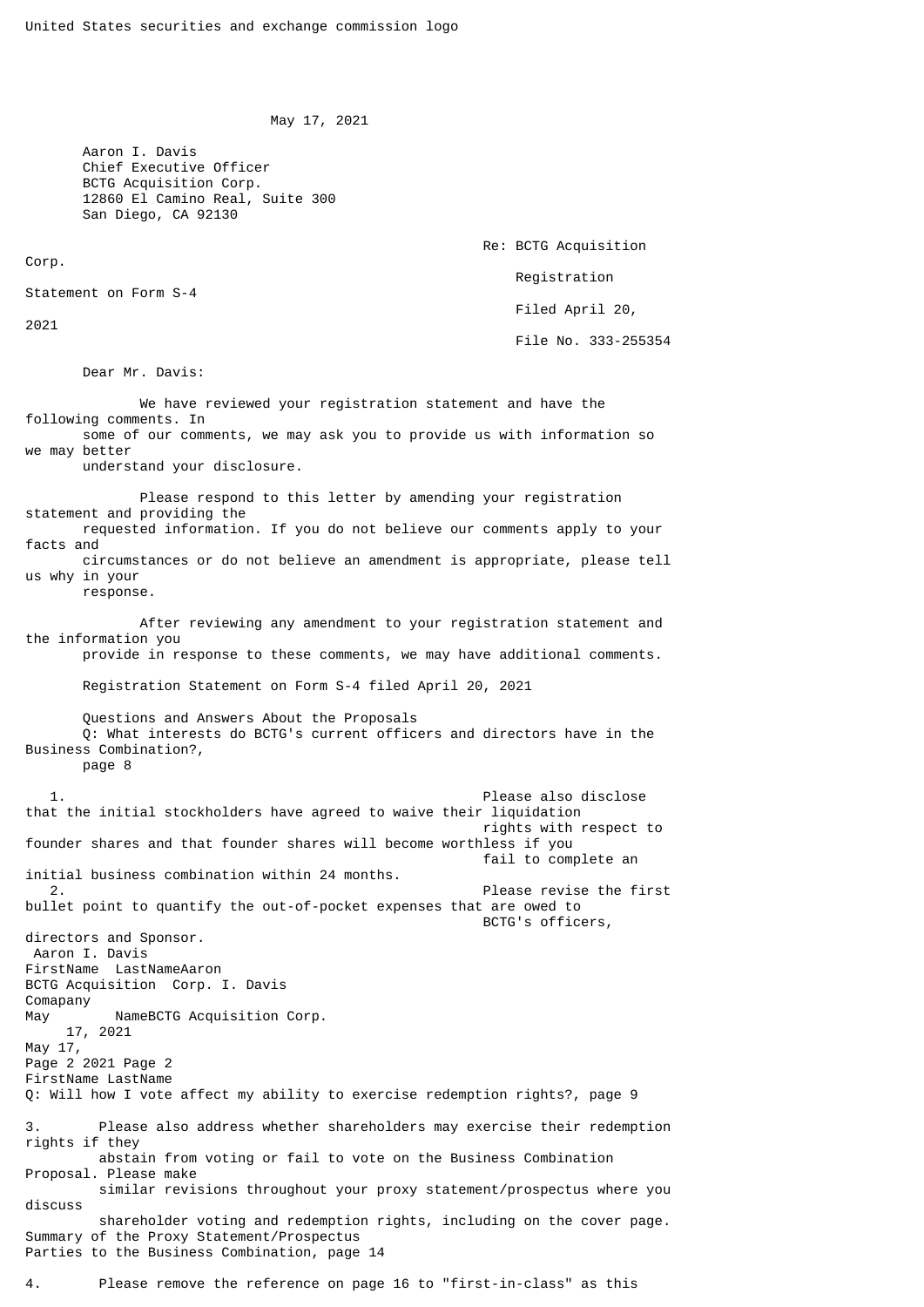United States securities and exchange commission logo

May 17, 2021

Aaron I. Davis
Chief Executive Officer
BCTG Acquisition Corp.
12860 El Camino Real, Suite 300
San Diego, CA 92130

Re: BCTG Acquisition Corp.
Registration Statement on Form S-4
Filed April 20, 2021
File No. 333-255354

Dear Mr. Davis:

We have reviewed your registration statement and have the following comments. In some of our comments, we may ask you to provide us with information so we may better understand your disclosure.

Please respond to this letter by amending your registration statement and providing the requested information. If you do not believe our comments apply to your facts and circumstances or do not believe an amendment is appropriate, please tell us why in your response.

After reviewing any amendment to your registration statement and the information you provide in response to these comments, we may have additional comments.

Registration Statement on Form S-4 filed April 20, 2021

Questions and Answers About the Proposals
Q: What interests do BCTG's current officers and directors have in the Business Combination?, page 8

1. Please also disclose that the initial stockholders have agreed to waive their liquidation rights with respect to founder shares and that founder shares will become worthless if you fail to complete an initial business combination within 24 months.
2. Please revise the first bullet point to quantify the out-of-pocket expenses that are owed to BCTG's officers, directors and Sponsor.

Q: Will how I vote affect my ability to exercise redemption rights?, page 9

3. Please also address whether shareholders may exercise their redemption rights if they abstain from voting or fail to vote on the Business Combination Proposal. Please make similar revisions throughout your proxy statement/prospectus where you discuss shareholder voting and redemption rights, including on the cover page.

Summary of the Proxy Statement/Prospectus
Parties to the Business Combination, page 14

4. Please remove the reference on page 16 to "first-in-class" as this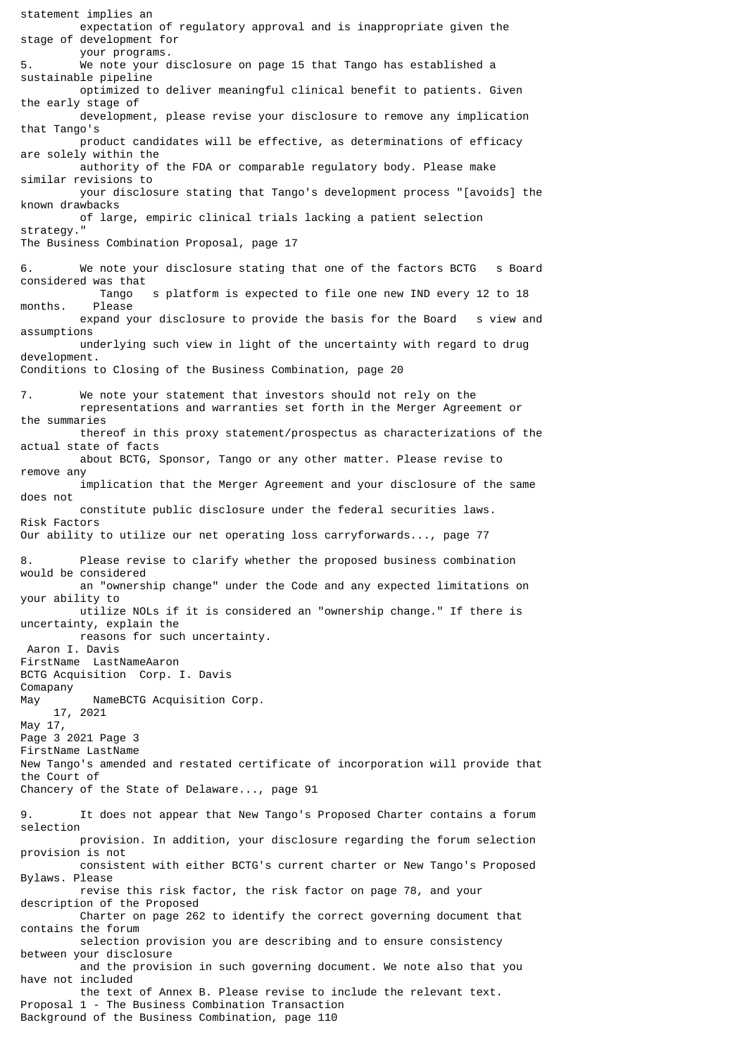statement implies an expectation of regulatory approval and is inappropriate given the stage of development for your programs.

5. We note your disclosure on page 15 that Tango has established a sustainable pipeline optimized to deliver meaningful clinical benefit to patients. Given the early stage of development, please revise your disclosure to remove any implication that Tango's product candidates will be effective, as determinations of efficacy are solely within the authority of the FDA or comparable regulatory body. Please make similar revisions to your disclosure stating that Tango's development process "[avoids] the known drawbacks of large, empiric clinical trials lacking a patient selection strategy."

The Business Combination Proposal, page 17

6. We note your disclosure stating that one of the factors BCTG s Board considered was that Tango s platform is expected to file one new IND every 12 to 18 months. Please expand your disclosure to provide the basis for the Board s view and assumptions underlying such view in light of the uncertainty with regard to drug development.

Conditions to Closing of the Business Combination, page 20

7. We note your statement that investors should not rely on the representations and warranties set forth in the Merger Agreement or the summaries thereof in this proxy statement/prospectus as characterizations of the actual state of facts about BCTG, Sponsor, Tango or any other matter. Please revise to remove any implication that the Merger Agreement and your disclosure of the same does not constitute public disclosure under the federal securities laws.

Risk Factors

Our ability to utilize our net operating loss carryforwards..., page 77

8. Please revise to clarify whether the proposed business combination would be considered an "ownership change" under the Code and any expected limitations on your ability to utilize NOLs if it is considered an "ownership change." If there is uncertainty, explain the reasons for such uncertainty.

New Tango's amended and restated certificate of incorporation will provide that the Court of Chancery of the State of Delaware..., page 91

9. It does not appear that New Tango's Proposed Charter contains a forum selection provision. In addition, your disclosure regarding the forum selection provision is not consistent with either BCTG's current charter or New Tango's Proposed Bylaws. Please revise this risk factor, the risk factor on page 78, and your description of the Proposed Charter on page 262 to identify the correct governing document that contains the forum selection provision you are describing and to ensure consistency between your disclosure and the provision in such governing document. We note also that you have not included the text of Annex B. Please revise to include the relevant text.

Proposal 1 - The Business Combination Transaction

Background of the Business Combination, page 110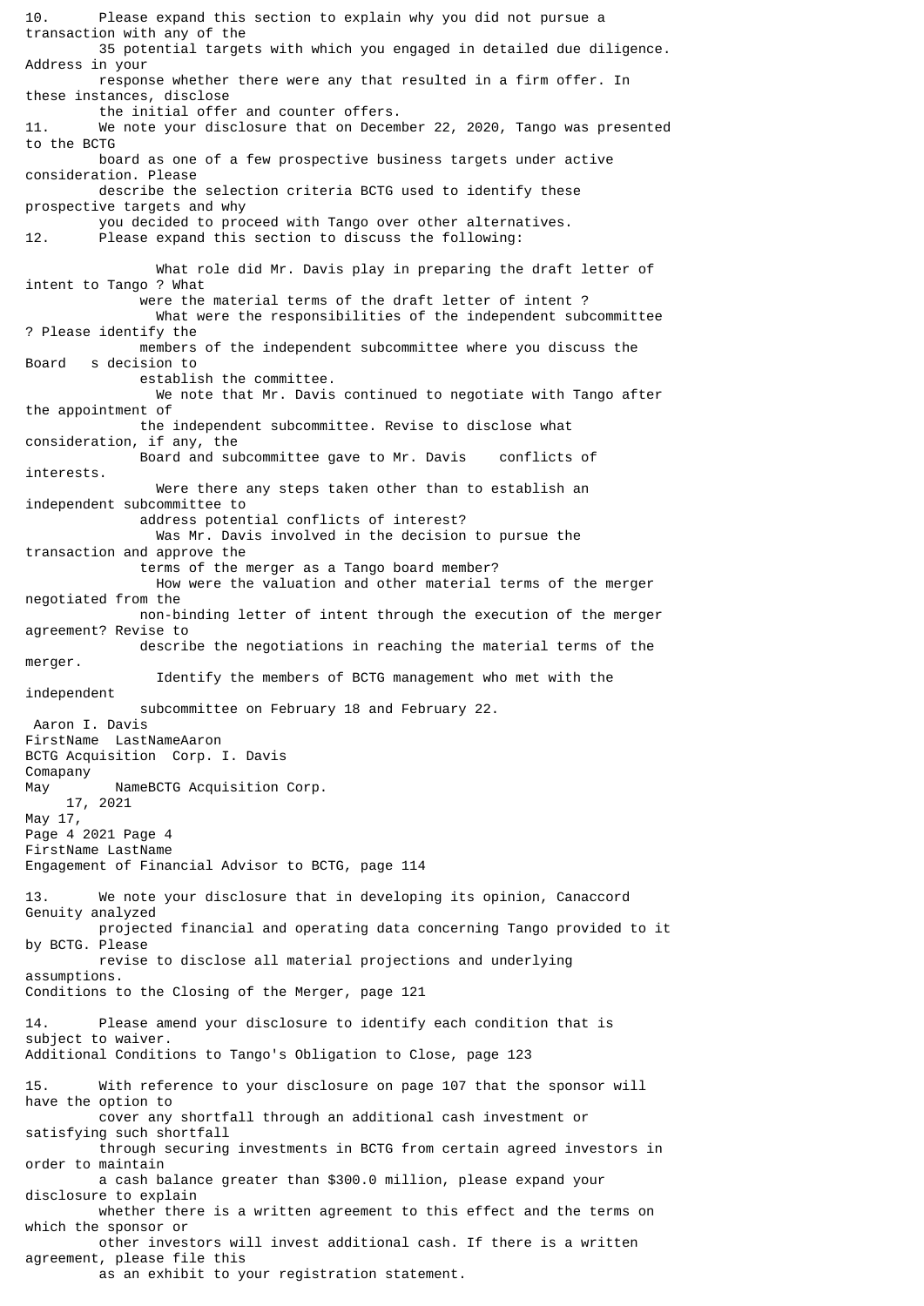10. Please expand this section to explain why you did not pursue a transaction with any of the 35 potential targets with which you engaged in detailed due diligence. Address in your response whether there were any that resulted in a firm offer. In these instances, disclose the initial offer and counter offers.

11. We note your disclosure that on December 22, 2020, Tango was presented to the BCTG board as one of a few prospective business targets under active consideration. Please describe the selection criteria BCTG used to identify these prospective targets and why you decided to proceed with Tango over other alternatives.

12. Please expand this section to discuss the following:

    - What role did Mr. Davis play in preparing the draft letter of intent to Tango ? What were the material terms of the draft letter of intent ?
    - What were the responsibilities of the independent subcommittee ? Please identify the members of the independent subcommittee where you discuss the Board s decision to establish the committee.
    - We note that Mr. Davis continued to negotiate with Tango after the appointment of the independent subcommittee. Revise to disclose what consideration, if any, the Board and subcommittee gave to Mr. Davis conflicts of interests.
    - Were there any steps taken other than to establish an independent subcommittee to address potential conflicts of interest?
    - Was Mr. Davis involved in the decision to pursue the transaction and approve the terms of the merger as a Tango board member?
    - How were the valuation and other material terms of the merger negotiated from the non-binding letter of intent through the execution of the merger agreement? Revise to describe the negotiations in reaching the material terms of the merger.
    - Identify the members of BCTG management who met with the independent subcommittee on February 18 and February 22.

Engagement of Financial Advisor to BCTG, page 114

13. We note your disclosure that in developing its opinion, Canaccord Genuity analyzed projected financial and operating data concerning Tango provided to it by BCTG. Please revise to disclose all material projections and underlying assumptions.

Conditions to the Closing of the Merger, page 121

14. Please amend your disclosure to identify each condition that is subject to waiver.

Additional Conditions to Tango's Obligation to Close, page 123

15. With reference to your disclosure on page 107 that the sponsor will have the option to cover any shortfall through an additional cash investment or satisfying such shortfall through securing investments in BCTG from certain agreed investors in order to maintain a cash balance greater than $300.0 million, please expand your disclosure to explain whether there is a written agreement to this effect and the terms on which the sponsor or other investors will invest additional cash. If there is a written agreement, please file this as an exhibit to your registration statement.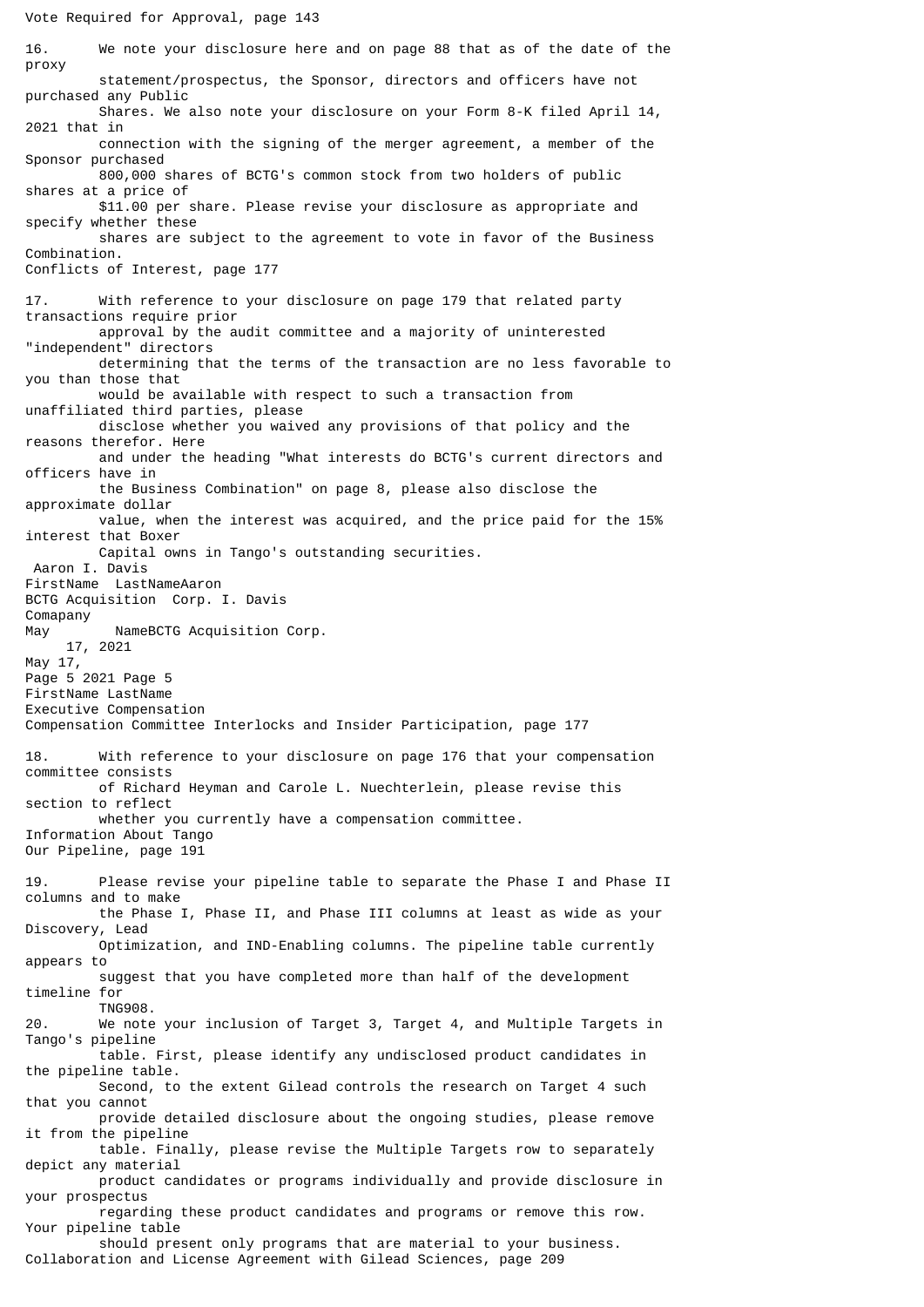Vote Required for Approval, page 143

16. We note your disclosure here and on page 88 that as of the date of the proxy statement/prospectus, the Sponsor, directors and officers have not purchased any Public Shares. We also note your disclosure on your Form 8-K filed April 14, 2021 that in connection with the signing of the merger agreement, a member of the Sponsor purchased 800,000 shares of BCTG's common stock from two holders of public shares at a price of $11.00 per share. Please revise your disclosure as appropriate and specify whether these shares are subject to the agreement to vote in favor of the Business Combination.

Conflicts of Interest, page 177

17. With reference to your disclosure on page 179 that related party transactions require prior approval by the audit committee and a majority of uninterested "independent" directors determining that the terms of the transaction are no less favorable to you than those that would be available with respect to such a transaction from unaffiliated third parties, please disclose whether you waived any provisions of that policy and the reasons therefor. Here and under the heading "What interests do BCTG's current directors and officers have in the Business Combination" on page 8, please also disclose the approximate dollar value, when the interest was acquired, and the price paid for the 15% interest that Boxer Capital owns in Tango's outstanding securities.

Executive Compensation

Compensation Committee Interlocks and Insider Participation, page 177

18. With reference to your disclosure on page 176 that your compensation committee consists of Richard Heyman and Carole L. Nuechterlein, please revise this section to reflect whether you currently have a compensation committee.

Information About Tango

Our Pipeline, page 191

19. Please revise your pipeline table to separate the Phase I and Phase II columns and to make the Phase I, Phase II, and Phase III columns at least as wide as your Discovery, Lead Optimization, and IND-Enabling columns. The pipeline table currently appears to suggest that you have completed more than half of the development timeline for TNG908.

20. We note your inclusion of Target 3, Target 4, and Multiple Targets in Tango's pipeline table. First, please identify any undisclosed product candidates in the pipeline table. Second, to the extent Gilead controls the research on Target 4 such that you cannot provide detailed disclosure about the ongoing studies, please remove it from the pipeline table. Finally, please revise the Multiple Targets row to separately depict any material product candidates or programs individually and provide disclosure in your prospectus regarding these product candidates and programs or remove this row. Your pipeline table should present only programs that are material to your business.

Collaboration and License Agreement with Gilead Sciences, page 209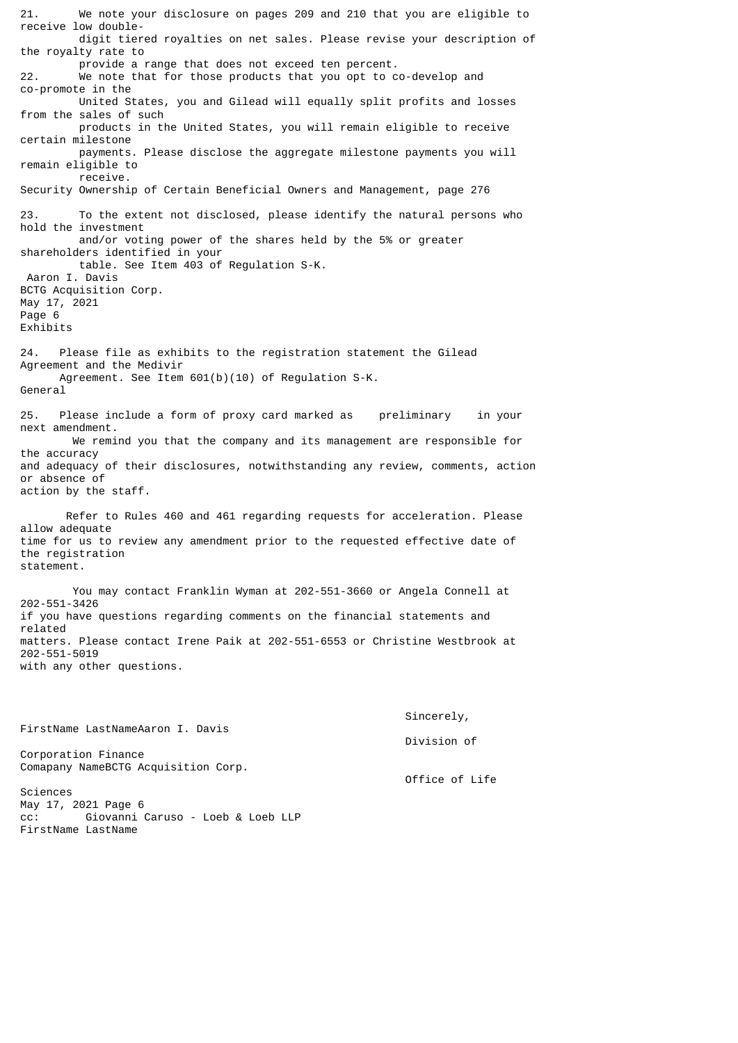21. We note your disclosure on pages 209 and 210 that you are eligible to receive low double-digit tiered royalties on net sales. Please revise your description of the royalty rate to provide a range that does not exceed ten percent.

22. We note that for those products that you opt to co-develop and co-promote in the United States, you and Gilead will equally split profits and losses from the sales of such products in the United States, you will remain eligible to receive certain milestone payments. Please disclose the aggregate milestone payments you will remain eligible to receive.

Security Ownership of Certain Beneficial Owners and Management, page 276

23. To the extent not disclosed, please identify the natural persons who hold the investment and/or voting power of the shares held by the 5% or greater shareholders identified in your table. See Item 403 of Regulation S-K.

Exhibits

24. Please file as exhibits to the registration statement the Gilead Agreement and the Medivir Agreement. See Item 601(b)(10) of Regulation S-K.

General

25. Please include a form of proxy card marked as preliminary in your next amendment.

We remind you that the company and its management are responsible for the accuracy and adequacy of their disclosures, notwithstanding any review, comments, action or absence of action by the staff.

Refer to Rules 460 and 461 regarding requests for acceleration. Please allow adequate time for us to review any amendment prior to the requested effective date of the registration statement.

You may contact Franklin Wyman at 202-551-3660 or Angela Connell at 202-551-3426 if you have questions regarding comments on the financial statements and related matters. Please contact Irene Paik at 202-551-6553 or Christine Westbrook at 202-551-5019 with any other questions.

Sincerely,

Division of Corporation Finance
Office of Life Sciences

cc: Giovanni Caruso - Loeb & Loeb LLP